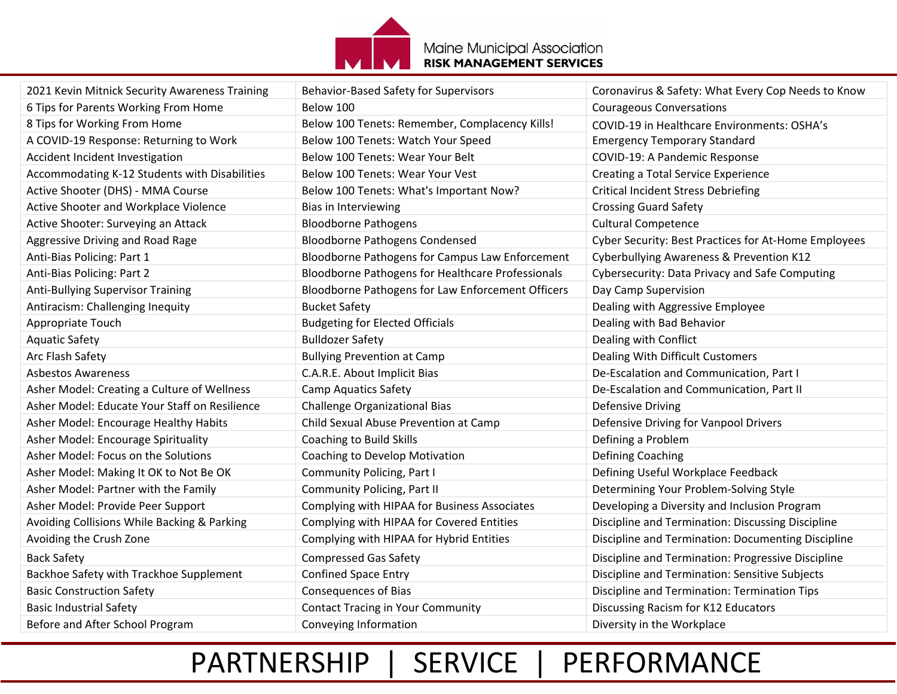Maine Municipal Association
**RISK MANAGEMENT SERVICES**

| | | |
|---|---|---|
| 2021 Kevin Mitnick Security Awareness Training | Behavior-Based Safety for Supervisors | Coronavirus & Safety: What Every Cop Needs to Know |
| 6 Tips for Parents Working From Home | Below 100 | Courageous Conversations |
| 8 Tips for Working From Home | Below 100 Tenets: Remember, Complacency Kills! | COVID-19 in Healthcare Environments: OSHA's Emergency Temporary Standard |
| A COVID-19 Response: Returning to Work | Below 100 Tenets: Watch Your Speed | |
| Accident Incident Investigation | Below 100 Tenets: Wear Your Belt | COVID-19: A Pandemic Response |
| Accommodating K-12 Students with Disabilities | Below 100 Tenets: Wear Your Vest | Creating a Total Service Experience |
| Active Shooter (DHS) - MMA Course | Below 100 Tenets: What's Important Now? | Critical Incident Stress Debriefing |
| Active Shooter and Workplace Violence | Bias in Interviewing | Crossing Guard Safety |
| Active Shooter: Surveying an Attack | Bloodborne Pathogens | Cultural Competence |
| Aggressive Driving and Road Rage | Bloodborne Pathogens Condensed | Cyber Security: Best Practices for At-Home Employees |
| Anti-Bias Policing: Part 1 | Bloodborne Pathogens for Campus Law Enforcement | Cyberbullying Awareness & Prevention K12 |
| Anti-Bias Policing: Part 2 | Bloodborne Pathogens for Healthcare Professionals | Cybersecurity: Data Privacy and Safe Computing |
| Anti-Bullying Supervisor Training | Bloodborne Pathogens for Law Enforcement Officers | Day Camp Supervision |
| Antiracism: Challenging Inequity | Bucket Safety | Dealing with Aggressive Employee |
| Appropriate Touch | Budgeting for Elected Officials | Dealing with Bad Behavior |
| Aquatic Safety | Bulldozer Safety | Dealing with Conflict |
| Arc Flash Safety | Bullying Prevention at Camp | Dealing With Difficult Customers |
| Asbestos Awareness | C.A.R.E. About Implicit Bias | De-Escalation and Communication, Part I |
| Asher Model: Creating a Culture of Wellness | Camp Aquatics Safety | De-Escalation and Communication, Part II |
| Asher Model: Educate Your Staff on Resilience | Challenge Organizational Bias | Defensive Driving |
| Asher Model: Encourage Healthy Habits | Child Sexual Abuse Prevention at Camp | Defensive Driving for Vanpool Drivers |
| Asher Model: Encourage Spirituality | Coaching to Build Skills | Defining a Problem |
| Asher Model: Focus on the Solutions | Coaching to Develop Motivation | Defining Coaching |
| Asher Model: Making It OK to Not Be OK | Community Policing, Part I | Defining Useful Workplace Feedback |
| Asher Model: Partner with the Family | Community Policing, Part II | Determining Your Problem-Solving Style |
| Asher Model: Provide Peer Support | Complying with HIPAA for Business Associates | Developing a Diversity and Inclusion Program |
| Avoiding Collisions While Backing & Parking | Complying with HIPAA for Covered Entities | Discipline and Termination: Discussing Discipline |
| Avoiding the Crush Zone | Complying with HIPAA for Hybrid Entities | Discipline and Termination: Documenting Discipline |
| Back Safety | Compressed Gas Safety | Discipline and Termination: Progressive Discipline |
| Backhoe Safety with Trackhoe Supplement | Confined Space Entry | Discipline and Termination: Sensitive Subjects |
| Basic Construction Safety | Consequences of Bias | Discipline and Termination: Termination Tips |
| Basic Industrial Safety | Contact Tracing in Your Community | Discussing Racism for K12 Educators |
| Before and After School Program | Conveying Information | Diversity in the Workplace |

PARTNERSHIP | SERVICE | PERFORMANCE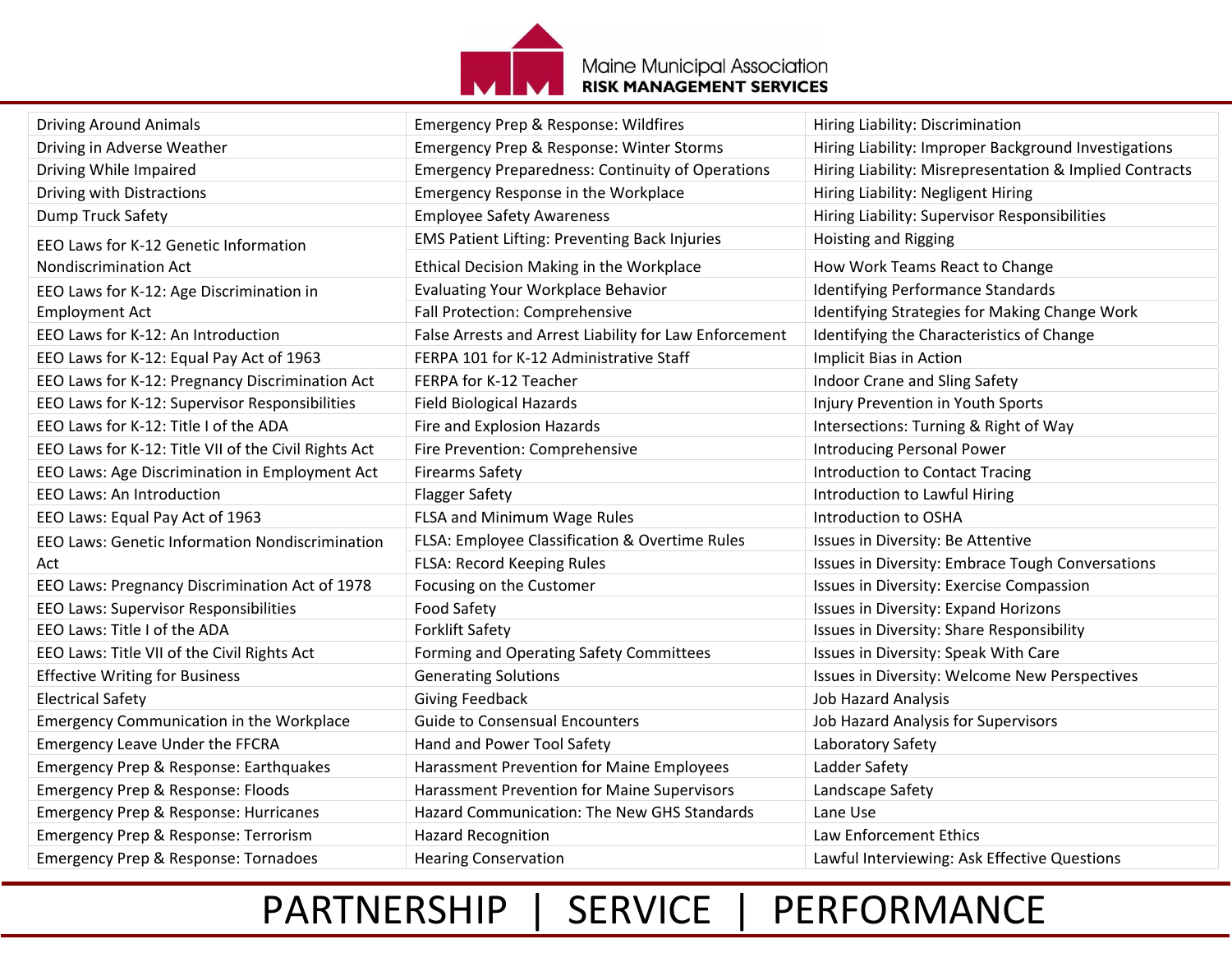| | | |
|---|---|---|
| Driving Around Animals | Emergency Prep & Response: Wildfires | Hiring Liability: Discrimination |
| Driving in Adverse Weather | Emergency Prep & Response: Winter Storms | Hiring Liability: Improper Background Investigations |
| Driving While Impaired | Emergency Preparedness: Continuity of Operations | Hiring Liability: Misrepresentation & Implied Contracts |
| Driving with Distractions | Emergency Response in the Workplace | Hiring Liability: Negligent Hiring |
| Dump Truck Safety | Employee Safety Awareness | Hiring Liability: Supervisor Responsibilities |
| EEO Laws for K-12 Genetic Information Nondiscrimination Act | EMS Patient Lifting: Preventing Back Injuries | Hoisting and Rigging |
| | Ethical Decision Making in the Workplace | How Work Teams React to Change |
| EEO Laws for K-12: Age Discrimination in Employment Act | Evaluating Your Workplace Behavior | Identifying Performance Standards |
| | Fall Protection: Comprehensive | Identifying Strategies for Making Change Work |
| EEO Laws for K-12: An Introduction | False Arrests and Arrest Liability for Law Enforcement | Identifying the Characteristics of Change |
| EEO Laws for K-12: Equal Pay Act of 1963 | FERPA 101 for K-12 Administrative Staff | Implicit Bias in Action |
| EEO Laws for K-12: Pregnancy Discrimination Act | FERPA for K-12 Teacher | Indoor Crane and Sling Safety |
| EEO Laws for K-12: Supervisor Responsibilities | Field Biological Hazards | Injury Prevention in Youth Sports |
| EEO Laws for K-12: Title I of the ADA | Fire and Explosion Hazards | Intersections: Turning & Right of Way |
| EEO Laws for K-12: Title VII of the Civil Rights Act | Fire Prevention: Comprehensive | Introducing Personal Power |
| EEO Laws: Age Discrimination in Employment Act | Firearms Safety | Introduction to Contact Tracing |
| EEO Laws: An Introduction | Flagger Safety | Introduction to Lawful Hiring |
| EEO Laws: Equal Pay Act of 1963 | FLSA and Minimum Wage Rules | Introduction to OSHA |
| EEO Laws: Genetic Information Nondiscrimination Act | FLSA: Employee Classification & Overtime Rules | Issues in Diversity: Be Attentive |
| | FLSA: Record Keeping Rules | Issues in Diversity: Embrace Tough Conversations |
| EEO Laws: Pregnancy Discrimination Act of 1978 | Focusing on the Customer | Issues in Diversity: Exercise Compassion |
| EEO Laws: Supervisor Responsibilities | Food Safety | Issues in Diversity: Expand Horizons |
| EEO Laws: Title I of the ADA | Forklift Safety | Issues in Diversity: Share Responsibility |
| EEO Laws: Title VII of the Civil Rights Act | Forming and Operating Safety Committees | Issues in Diversity: Speak With Care |
| Effective Writing for Business | Generating Solutions | Issues in Diversity: Welcome New Perspectives |
| Electrical Safety | Giving Feedback | Job Hazard Analysis |
| Emergency Communication in the Workplace | Guide to Consensual Encounters | Job Hazard Analysis for Supervisors |
| Emergency Leave Under the FFCRA | Hand and Power Tool Safety | Laboratory Safety |
| Emergency Prep & Response: Earthquakes | Harassment Prevention for Maine Employees | Ladder Safety |
| Emergency Prep & Response: Floods | Harassment Prevention for Maine Supervisors | Landscape Safety |
| Emergency Prep & Response: Hurricanes | Hazard Communication: The New GHS Standards | Lane Use |
| Emergency Prep & Response: Terrorism | Hazard Recognition | Law Enforcement Ethics |
| Emergency Prep & Response: Tornadoes | Hearing Conservation | Lawful Interviewing: Ask Effective Questions |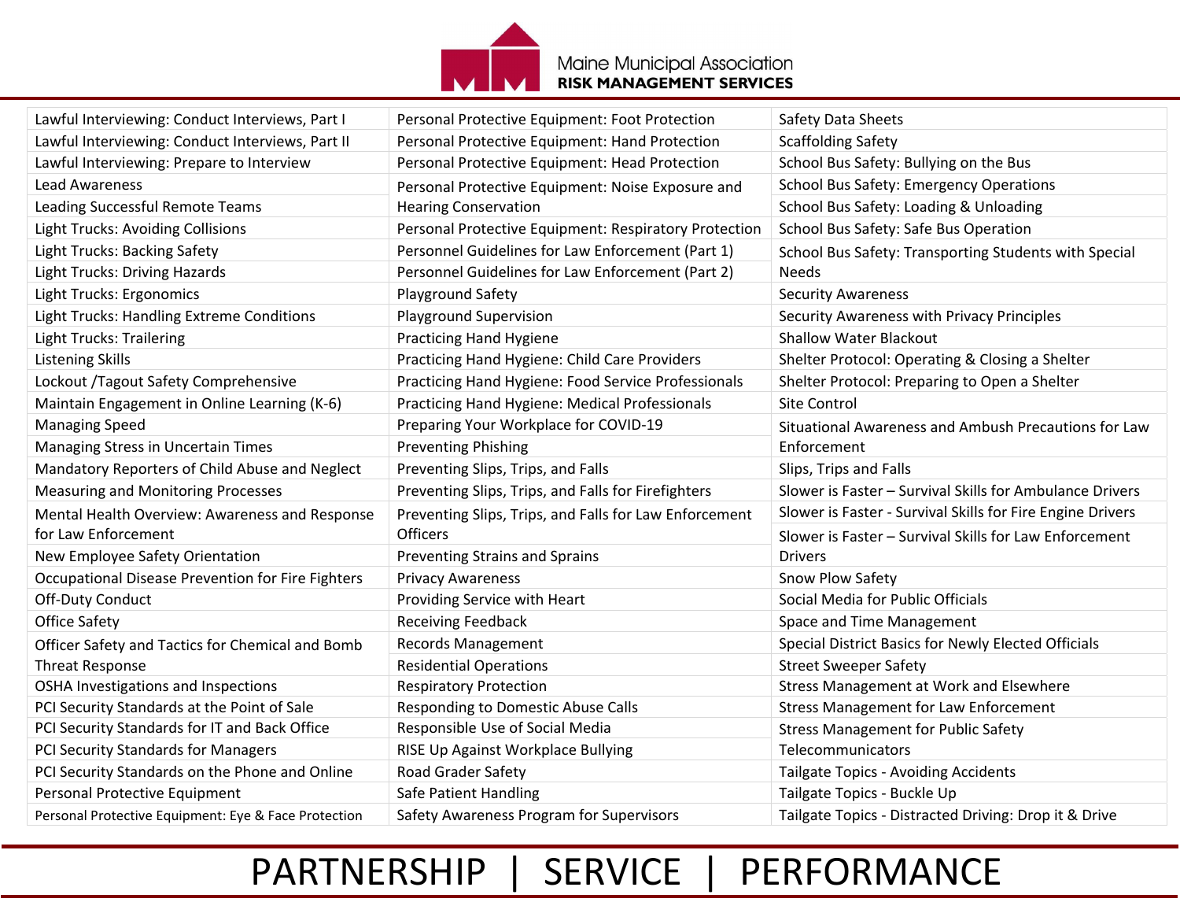Maine Municipal Association
**RISK MANAGEMENT SERVICES**

| | | |
|---|---|---|
| Lawful Interviewing: Conduct Interviews, Part I | Personal Protective Equipment: Foot Protection | Safety Data Sheets |
| Lawful Interviewing: Conduct Interviews, Part II | Personal Protective Equipment: Hand Protection | Scaffolding Safety |
| Lawful Interviewing: Prepare to Interview | Personal Protective Equipment: Head Protection | School Bus Safety: Bullying on the Bus |
| Lead Awareness | Personal Protective Equipment: Noise Exposure and Hearing Conservation | School Bus Safety: Emergency Operations |
| Leading Successful Remote Teams | | School Bus Safety: Loading & Unloading |
| Light Trucks: Avoiding Collisions | Personal Protective Equipment: Respiratory Protection | School Bus Safety: Safe Bus Operation |
| Light Trucks: Backing Safety | Personnel Guidelines for Law Enforcement (Part 1) | School Bus Safety: Transporting Students with Special Needs |
| Light Trucks: Driving Hazards | Personnel Guidelines for Law Enforcement (Part 2) | |
| Light Trucks: Ergonomics | Playground Safety | Security Awareness |
| Light Trucks: Handling Extreme Conditions | Playground Supervision | Security Awareness with Privacy Principles |
| Light Trucks: Trailering | Practicing Hand Hygiene | Shallow Water Blackout |
| Listening Skills | Practicing Hand Hygiene: Child Care Providers | Shelter Protocol: Operating & Closing a Shelter |
| Lockout /Tagout Safety Comprehensive | Practicing Hand Hygiene: Food Service Professionals | Shelter Protocol: Preparing to Open a Shelter |
| Maintain Engagement in Online Learning (K-6) | Practicing Hand Hygiene: Medical Professionals | Site Control |
| Managing Speed | Preparing Your Workplace for COVID-19 | Situational Awareness and Ambush Precautions for Law Enforcement |
| Managing Stress in Uncertain Times | Preventing Phishing | |
| Mandatory Reporters of Child Abuse and Neglect | Preventing Slips, Trips, and Falls | Slips, Trips and Falls |
| Measuring and Monitoring Processes | Preventing Slips, Trips, and Falls for Firefighters | Slower is Faster – Survival Skills for Ambulance Drivers |
| Mental Health Overview: Awareness and Response for Law Enforcement | Preventing Slips, Trips, and Falls for Law Enforcement Officers | Slower is Faster - Survival Skills for Fire Engine Drivers |
| | | Slower is Faster – Survival Skills for Law Enforcement Drivers |
| New Employee Safety Orientation | Preventing Strains and Sprains | |
| Occupational Disease Prevention for Fire Fighters | Privacy Awareness | Snow Plow Safety |
| Off-Duty Conduct | Providing Service with Heart | Social Media for Public Officials |
| Office Safety | Receiving Feedback | Space and Time Management |
| Officer Safety and Tactics for Chemical and Bomb Threat Response | Records Management | Special District Basics for Newly Elected Officials |
| | Residential Operations | Street Sweeper Safety |
| OSHA Investigations and Inspections | Respiratory Protection | Stress Management at Work and Elsewhere |
| PCI Security Standards at the Point of Sale | Responding to Domestic Abuse Calls | Stress Management for Law Enforcement |
| PCI Security Standards for IT and Back Office | Responsible Use of Social Media | Stress Management for Public Safety Telecommunicators |
| PCI Security Standards for Managers | RISE Up Against Workplace Bullying | |
| PCI Security Standards on the Phone and Online | Road Grader Safety | Tailgate Topics - Avoiding Accidents |
| Personal Protective Equipment | Safe Patient Handling | Tailgate Topics - Buckle Up |
| Personal Protective Equipment: Eye & Face Protection | Safety Awareness Program for Supervisors | Tailgate Topics - Distracted Driving: Drop it & Drive |

PARTNERSHIP | SERVICE | PERFORMANCE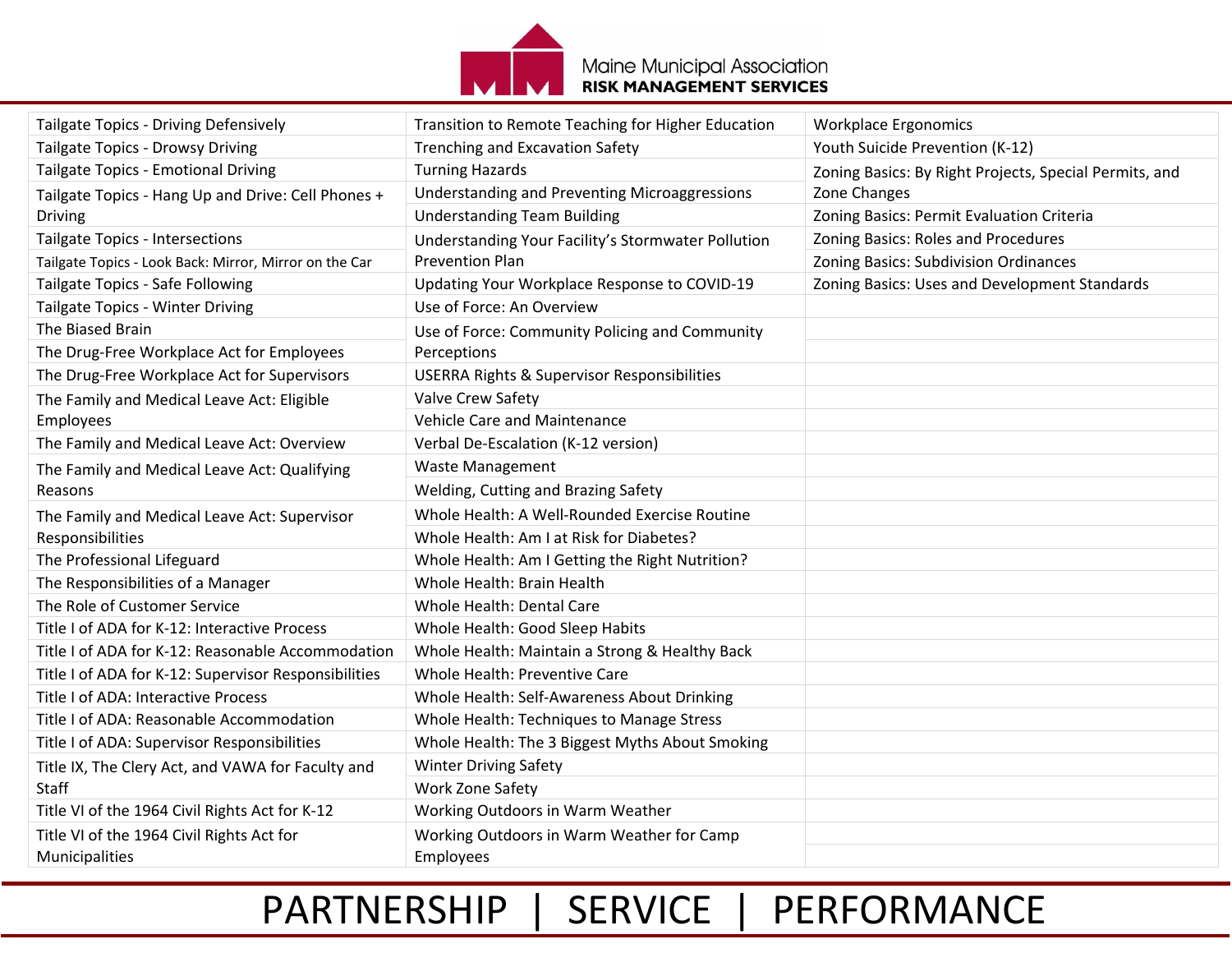| | | |
|---|---|---|
| Tailgate Topics - Driving Defensively | Transition to Remote Teaching for Higher Education | Workplace Ergonomics |
| Tailgate Topics - Drowsy Driving | Trenching and Excavation Safety | Youth Suicide Prevention (K-12) |
| Tailgate Topics - Emotional Driving | Turning Hazards | Zoning Basics: By Right Projects, Special Permits, and Zone Changes |
| Tailgate Topics - Hang Up and Drive: Cell Phones + Driving | Understanding and Preventing Microaggressions | Zoning Basics: Permit Evaluation Criteria |
| Tailgate Topics - Intersections | Understanding Team Building | Zoning Basics: Roles and Procedures |
| Tailgate Topics - Look Back: Mirror, Mirror on the Car | Understanding Your Facility's Stormwater Pollution Prevention Plan | Zoning Basics: Subdivision Ordinances |
| Tailgate Topics - Safe Following | Updating Your Workplace Response to COVID-19 | Zoning Basics: Uses and Development Standards |
| Tailgate Topics - Winter Driving | Use of Force: An Overview | |
| The Biased Brain | Use of Force: Community Policing and Community Perceptions | |
| The Drug-Free Workplace Act for Employees | USERRA Rights & Supervisor Responsibilities | |
| The Drug-Free Workplace Act for Supervisors | Valve Crew Safety | |
| The Family and Medical Leave Act: Eligible Employees | Vehicle Care and Maintenance | |
| The Family and Medical Leave Act: Overview | Verbal De-Escalation (K-12 version) | |
| The Family and Medical Leave Act: Qualifying Reasons | Waste Management | |
| | Welding, Cutting and Brazing Safety | |
| The Family and Medical Leave Act: Supervisor Responsibilities | Whole Health: A Well-Rounded Exercise Routine | |
| | Whole Health: Am I at Risk for Diabetes? | |
| The Professional Lifeguard | Whole Health: Am I Getting the Right Nutrition? | |
| The Responsibilities of a Manager | Whole Health: Brain Health | |
| The Role of Customer Service | Whole Health: Dental Care | |
| Title I of ADA for K-12: Interactive Process | Whole Health: Good Sleep Habits | |
| Title I of ADA for K-12: Reasonable Accommodation | Whole Health: Maintain a Strong & Healthy Back | |
| Title I of ADA for K-12: Supervisor Responsibilities | Whole Health: Preventive Care | |
| Title I of ADA: Interactive Process | Whole Health: Self-Awareness About Drinking | |
| Title I of ADA: Reasonable Accommodation | Whole Health: Techniques to Manage Stress | |
| Title I of ADA: Supervisor Responsibilities | Whole Health: The 3 Biggest Myths About Smoking | |
| Title IX, The Clery Act, and VAWA for Faculty and Staff | Winter Driving Safety | |
| | Work Zone Safety | |
| Title VI of the 1964 Civil Rights Act for K-12 | Working Outdoors in Warm Weather | |
| Title VI of the 1964 Civil Rights Act for Municipalities | Working Outdoors in Warm Weather for Camp Employees | |